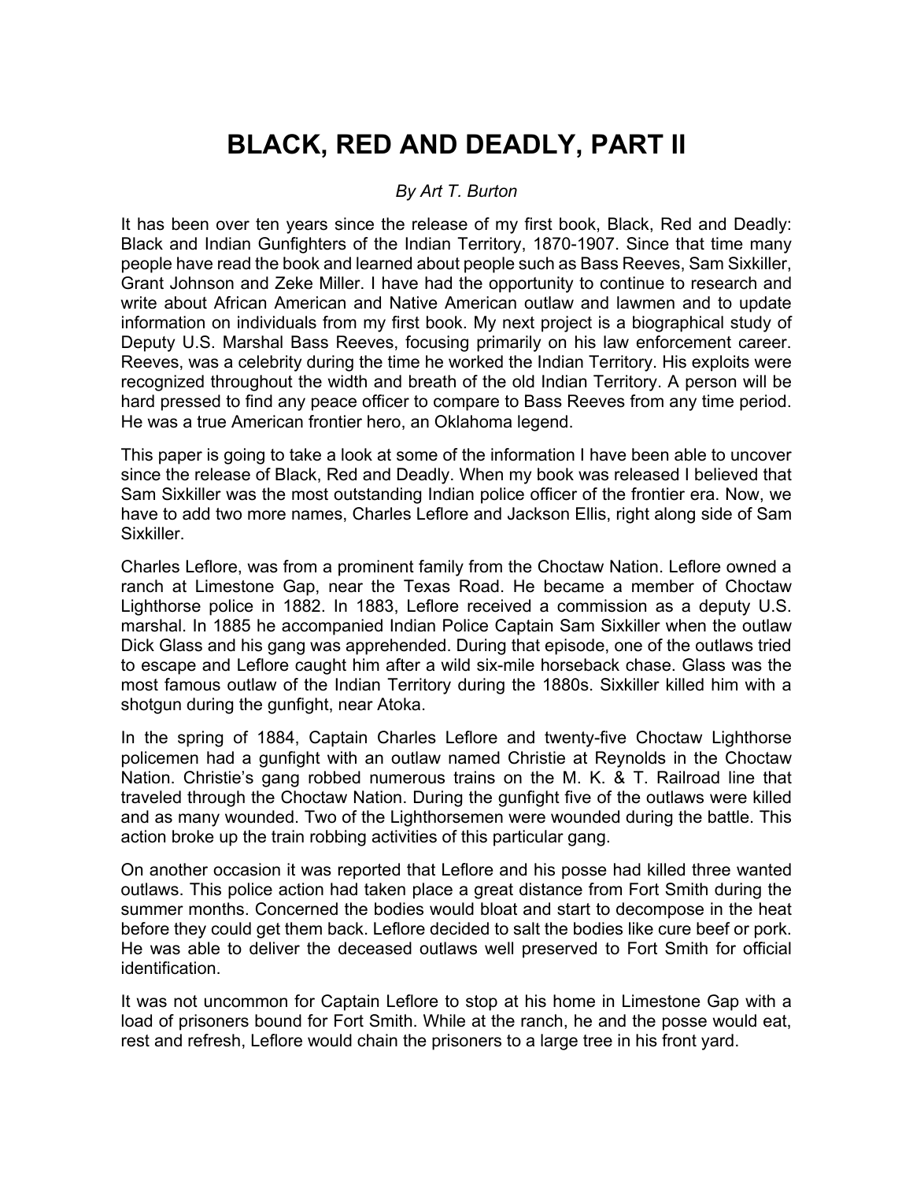# BLACK, RED AND DEADLY, PART II

*By Art T. Burton*

It has been over ten years since the release of my first book, Black, Red and Deadly: Black and Indian Gunfighters of the Indian Territory, 1870-1907. Since that time many people have read the book and learned about people such as Bass Reeves, Sam Sixkiller, Grant Johnson and Zeke Miller. I have had the opportunity to continue to research and write about African American and Native American outlaw and lawmen and to update information on individuals from my first book. My next project is a biographical study of Deputy U.S. Marshal Bass Reeves, focusing primarily on his law enforcement career. Reeves, was a celebrity during the time he worked the Indian Territory. His exploits were recognized throughout the width and breath of the old Indian Territory. A person will be hard pressed to find any peace officer to compare to Bass Reeves from any time period. He was a true American frontier hero, an Oklahoma legend.

This paper is going to take a look at some of the information I have been able to uncover since the release of Black, Red and Deadly. When my book was released I believed that Sam Sixkiller was the most outstanding Indian police officer of the frontier era. Now, we have to add two more names, Charles Leflore and Jackson Ellis, right along side of Sam Sixkiller.

Charles Leflore, was from a prominent family from the Choctaw Nation. Leflore owned a ranch at Limestone Gap, near the Texas Road. He became a member of Choctaw Lighthorse police in 1882. In 1883, Leflore received a commission as a deputy U.S. marshal. In 1885 he accompanied Indian Police Captain Sam Sixkiller when the outlaw Dick Glass and his gang was apprehended. During that episode, one of the outlaws tried to escape and Leflore caught him after a wild six-mile horseback chase. Glass was the most famous outlaw of the Indian Territory during the 1880s. Sixkiller killed him with a shotgun during the gunfight, near Atoka.

In the spring of 1884, Captain Charles Leflore and twenty-five Choctaw Lighthorse policemen had a gunfight with an outlaw named Christie at Reynolds in the Choctaw Nation. Christie's gang robbed numerous trains on the M. K. & T. Railroad line that traveled through the Choctaw Nation. During the gunfight five of the outlaws were killed and as many wounded. Two of the Lighthorsemen were wounded during the battle. This action broke up the train robbing activities of this particular gang.

On another occasion it was reported that Leflore and his posse had killed three wanted outlaws. This police action had taken place a great distance from Fort Smith during the summer months. Concerned the bodies would bloat and start to decompose in the heat before they could get them back. Leflore decided to salt the bodies like cure beef or pork. He was able to deliver the deceased outlaws well preserved to Fort Smith for official identification.

It was not uncommon for Captain Leflore to stop at his home in Limestone Gap with a load of prisoners bound for Fort Smith. While at the ranch, he and the posse would eat, rest and refresh, Leflore would chain the prisoners to a large tree in his front yard.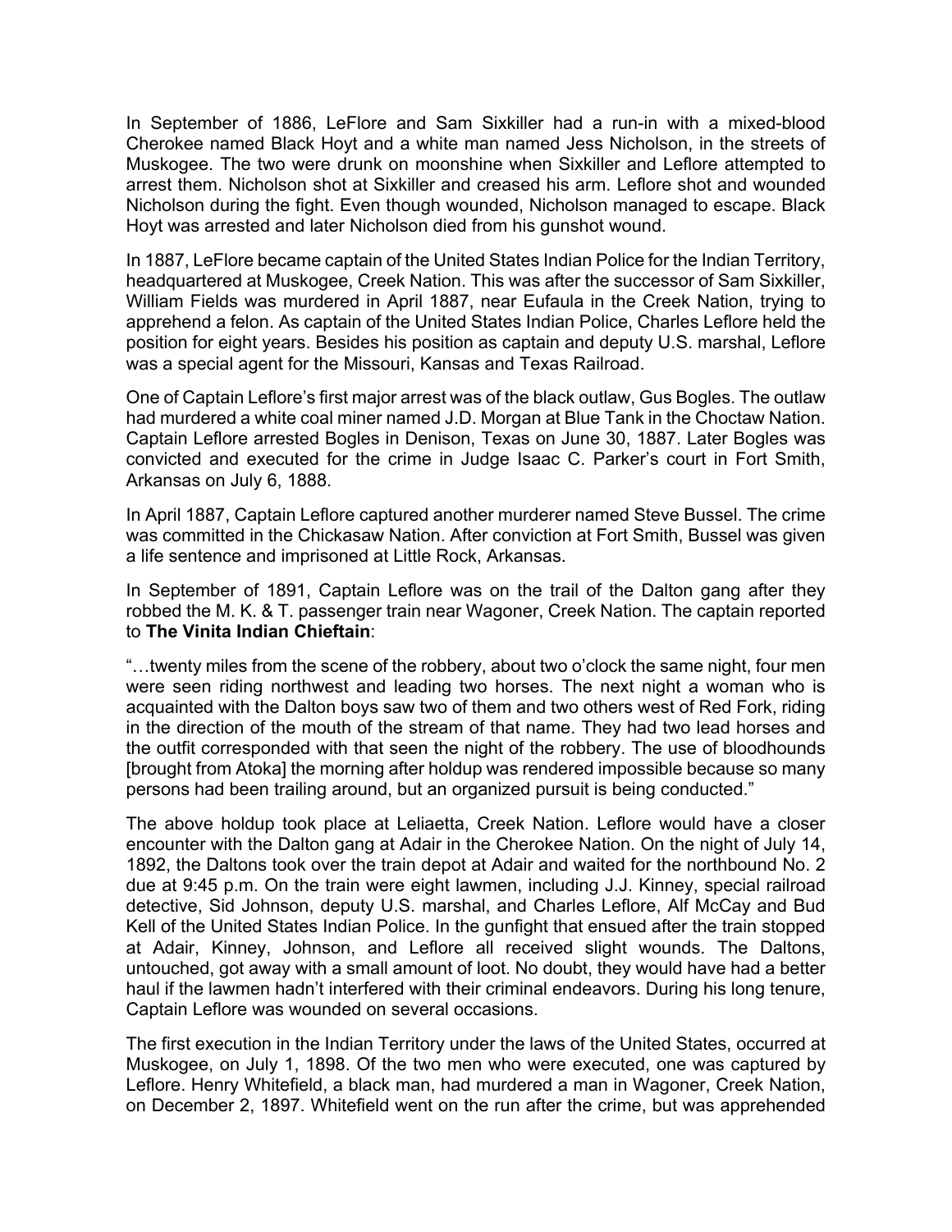In September of 1886, LeFlore and Sam Sixkiller had a run-in with a mixed-blood Cherokee named Black Hoyt and a white man named Jess Nicholson, in the streets of Muskogee. The two were drunk on moonshine when Sixkiller and Leflore attempted to arrest them. Nicholson shot at Sixkiller and creased his arm. Leflore shot and wounded Nicholson during the fight. Even though wounded, Nicholson managed to escape. Black Hoyt was arrested and later Nicholson died from his gunshot wound.

In 1887, LeFlore became captain of the United States Indian Police for the Indian Territory, headquartered at Muskogee, Creek Nation. This was after the successor of Sam Sixkiller, William Fields was murdered in April 1887, near Eufaula in the Creek Nation, trying to apprehend a felon. As captain of the United States Indian Police, Charles Leflore held the position for eight years. Besides his position as captain and deputy U.S. marshal, Leflore was a special agent for the Missouri, Kansas and Texas Railroad.

One of Captain Leflore's first major arrest was of the black outlaw, Gus Bogles. The outlaw had murdered a white coal miner named J.D. Morgan at Blue Tank in the Choctaw Nation. Captain Leflore arrested Bogles in Denison, Texas on June 30, 1887. Later Bogles was convicted and executed for the crime in Judge Isaac C. Parker's court in Fort Smith, Arkansas on July 6, 1888.

In April 1887, Captain Leflore captured another murderer named Steve Bussel. The crime was committed in the Chickasaw Nation. After conviction at Fort Smith, Bussel was given a life sentence and imprisoned at Little Rock, Arkansas.

In September of 1891, Captain Leflore was on the trail of the Dalton gang after they robbed the M. K. & T. passenger train near Wagoner, Creek Nation. The captain reported to **The Vinita Indian Chieftain**:

"…twenty miles from the scene of the robbery, about two o'clock the same night, four men were seen riding northwest and leading two horses. The next night a woman who is acquainted with the Dalton boys saw two of them and two others west of Red Fork, riding in the direction of the mouth of the stream of that name. They had two lead horses and the outfit corresponded with that seen the night of the robbery. The use of bloodhounds [brought from Atoka] the morning after holdup was rendered impossible because so many persons had been trailing around, but an organized pursuit is being conducted."

The above holdup took place at Leliaetta, Creek Nation. Leflore would have a closer encounter with the Dalton gang at Adair in the Cherokee Nation. On the night of July 14, 1892, the Daltons took over the train depot at Adair and waited for the northbound No. 2 due at 9:45 p.m. On the train were eight lawmen, including J.J. Kinney, special railroad detective, Sid Johnson, deputy U.S. marshal, and Charles Leflore, Alf McCay and Bud Kell of the United States Indian Police. In the gunfight that ensued after the train stopped at Adair, Kinney, Johnson, and Leflore all received slight wounds. The Daltons, untouched, got away with a small amount of loot. No doubt, they would have had a better haul if the lawmen hadn't interfered with their criminal endeavors. During his long tenure, Captain Leflore was wounded on several occasions.

The first execution in the Indian Territory under the laws of the United States, occurred at Muskogee, on July 1, 1898. Of the two men who were executed, one was captured by Leflore. Henry Whitefield, a black man, had murdered a man in Wagoner, Creek Nation, on December 2, 1897. Whitefield went on the run after the crime, but was apprehended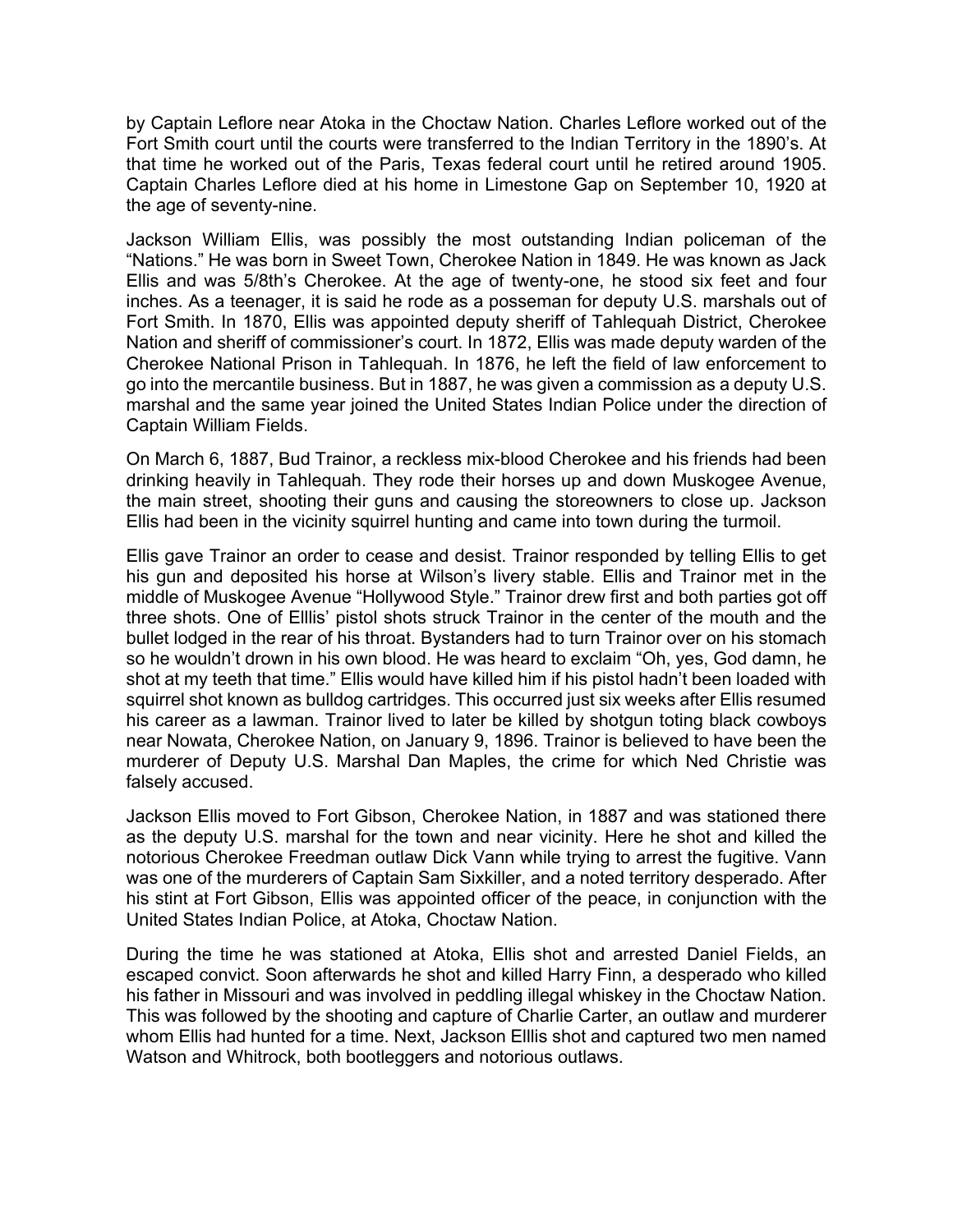by Captain Leflore near Atoka in the Choctaw Nation. Charles Leflore worked out of the Fort Smith court until the courts were transferred to the Indian Territory in the 1890's. At that time he worked out of the Paris, Texas federal court until he retired around 1905. Captain Charles Leflore died at his home in Limestone Gap on September 10, 1920 at the age of seventy-nine.

Jackson William Ellis, was possibly the most outstanding Indian policeman of the "Nations." He was born in Sweet Town, Cherokee Nation in 1849. He was known as Jack Ellis and was 5/8th's Cherokee. At the age of twenty-one, he stood six feet and four inches. As a teenager, it is said he rode as a posseman for deputy U.S. marshals out of Fort Smith. In 1870, Ellis was appointed deputy sheriff of Tahlequah District, Cherokee Nation and sheriff of commissioner's court. In 1872, Ellis was made deputy warden of the Cherokee National Prison in Tahlequah. In 1876, he left the field of law enforcement to go into the mercantile business. But in 1887, he was given a commission as a deputy U.S. marshal and the same year joined the United States Indian Police under the direction of Captain William Fields.

On March 6, 1887, Bud Trainor, a reckless mix-blood Cherokee and his friends had been drinking heavily in Tahlequah. They rode their horses up and down Muskogee Avenue, the main street, shooting their guns and causing the storeowners to close up. Jackson Ellis had been in the vicinity squirrel hunting and came into town during the turmoil.

Ellis gave Trainor an order to cease and desist. Trainor responded by telling Ellis to get his gun and deposited his horse at Wilson's livery stable. Ellis and Trainor met in the middle of Muskogee Avenue "Hollywood Style." Trainor drew first and both parties got off three shots. One of Elllis' pistol shots struck Trainor in the center of the mouth and the bullet lodged in the rear of his throat. Bystanders had to turn Trainor over on his stomach so he wouldn't drown in his own blood. He was heard to exclaim "Oh, yes, God damn, he shot at my teeth that time." Ellis would have killed him if his pistol hadn't been loaded with squirrel shot known as bulldog cartridges. This occurred just six weeks after Ellis resumed his career as a lawman. Trainor lived to later be killed by shotgun toting black cowboys near Nowata, Cherokee Nation, on January 9, 1896. Trainor is believed to have been the murderer of Deputy U.S. Marshal Dan Maples, the crime for which Ned Christie was falsely accused.

Jackson Ellis moved to Fort Gibson, Cherokee Nation, in 1887 and was stationed there as the deputy U.S. marshal for the town and near vicinity. Here he shot and killed the notorious Cherokee Freedman outlaw Dick Vann while trying to arrest the fugitive. Vann was one of the murderers of Captain Sam Sixkiller, and a noted territory desperado. After his stint at Fort Gibson, Ellis was appointed officer of the peace, in conjunction with the United States Indian Police, at Atoka, Choctaw Nation.

During the time he was stationed at Atoka, Ellis shot and arrested Daniel Fields, an escaped convict. Soon afterwards he shot and killed Harry Finn, a desperado who killed his father in Missouri and was involved in peddling illegal whiskey in the Choctaw Nation. This was followed by the shooting and capture of Charlie Carter, an outlaw and murderer whom Ellis had hunted for a time. Next, Jackson Elllis shot and captured two men named Watson and Whitrock, both bootleggers and notorious outlaws.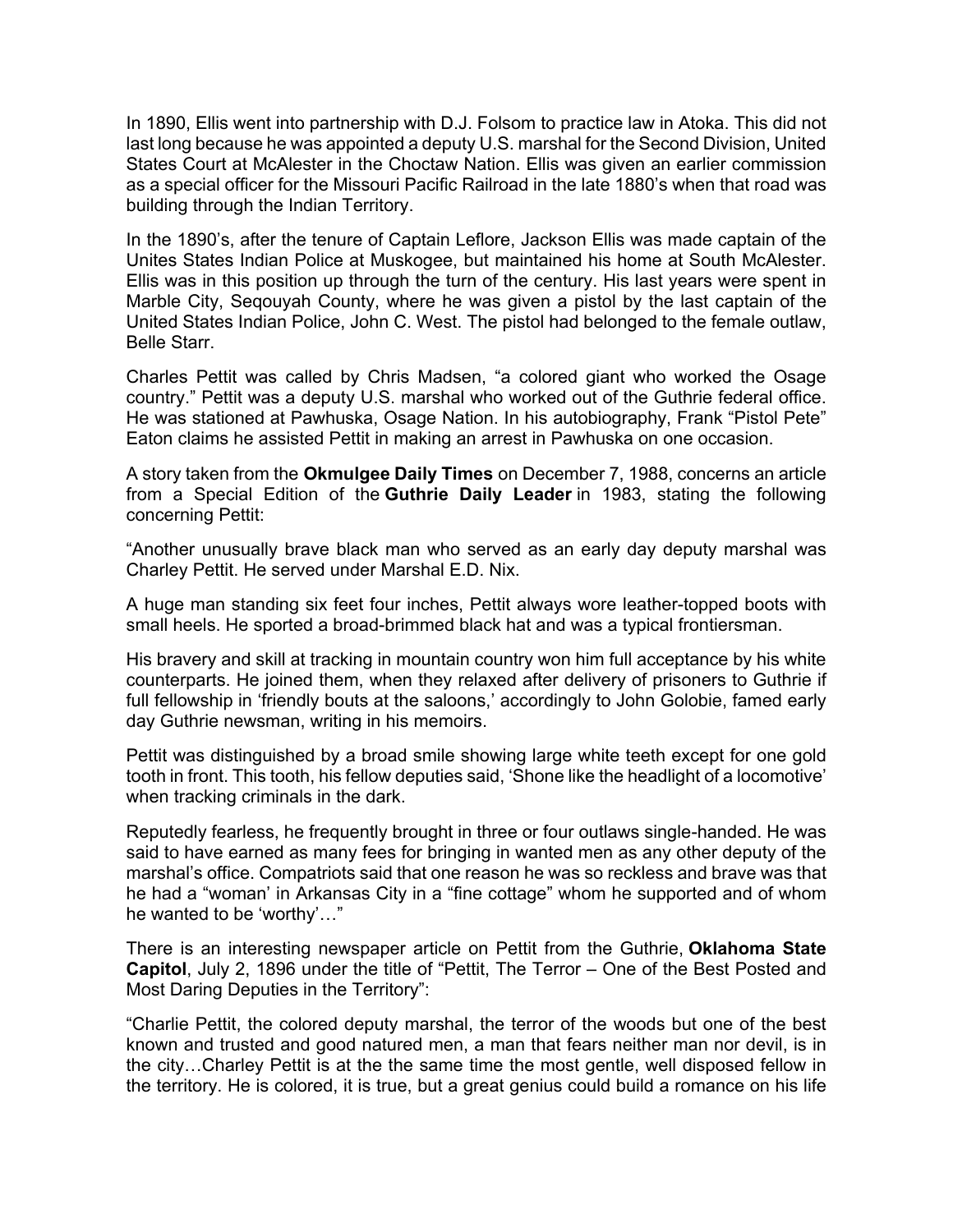In 1890, Ellis went into partnership with D.J. Folsom to practice law in Atoka. This did not last long because he was appointed a deputy U.S. marshal for the Second Division, United States Court at McAlester in the Choctaw Nation. Ellis was given an earlier commission as a special officer for the Missouri Pacific Railroad in the late 1880's when that road was building through the Indian Territory.

In the 1890's, after the tenure of Captain Leflore, Jackson Ellis was made captain of the Unites States Indian Police at Muskogee, but maintained his home at South McAlester. Ellis was in this position up through the turn of the century. His last years were spent in Marble City, Seqouyah County, where he was given a pistol by the last captain of the United States Indian Police, John C. West. The pistol had belonged to the female outlaw, Belle Starr.

Charles Pettit was called by Chris Madsen, "a colored giant who worked the Osage country." Pettit was a deputy U.S. marshal who worked out of the Guthrie federal office. He was stationed at Pawhuska, Osage Nation. In his autobiography, Frank "Pistol Pete" Eaton claims he assisted Pettit in making an arrest in Pawhuska on one occasion.

A story taken from the **Okmulgee Daily Times** on December 7, 1988, concerns an article from a Special Edition of the **Guthrie Daily Leader** in 1983, stating the following concerning Pettit:

"Another unusually brave black man who served as an early day deputy marshal was Charley Pettit. He served under Marshal E.D. Nix.

A huge man standing six feet four inches, Pettit always wore leather-topped boots with small heels. He sported a broad-brimmed black hat and was a typical frontiersman.

His bravery and skill at tracking in mountain country won him full acceptance by his white counterparts. He joined them, when they relaxed after delivery of prisoners to Guthrie if full fellowship in 'friendly bouts at the saloons,' accordingly to John Golobie, famed early day Guthrie newsman, writing in his memoirs.

Pettit was distinguished by a broad smile showing large white teeth except for one gold tooth in front. This tooth, his fellow deputies said, 'Shone like the headlight of a locomotive' when tracking criminals in the dark.

Reputedly fearless, he frequently brought in three or four outlaws single-handed. He was said to have earned as many fees for bringing in wanted men as any other deputy of the marshal's office. Compatriots said that one reason he was so reckless and brave was that he had a "woman' in Arkansas City in a "fine cottage" whom he supported and of whom he wanted to be 'worthy'…"

There is an interesting newspaper article on Pettit from the Guthrie, **Oklahoma State Capitol**, July 2, 1896 under the title of "Pettit, The Terror – One of the Best Posted and Most Daring Deputies in the Territory":

"Charlie Pettit, the colored deputy marshal, the terror of the woods but one of the best known and trusted and good natured men, a man that fears neither man nor devil, is in the city…Charley Pettit is at the the same time the most gentle, well disposed fellow in the territory. He is colored, it is true, but a great genius could build a romance on his life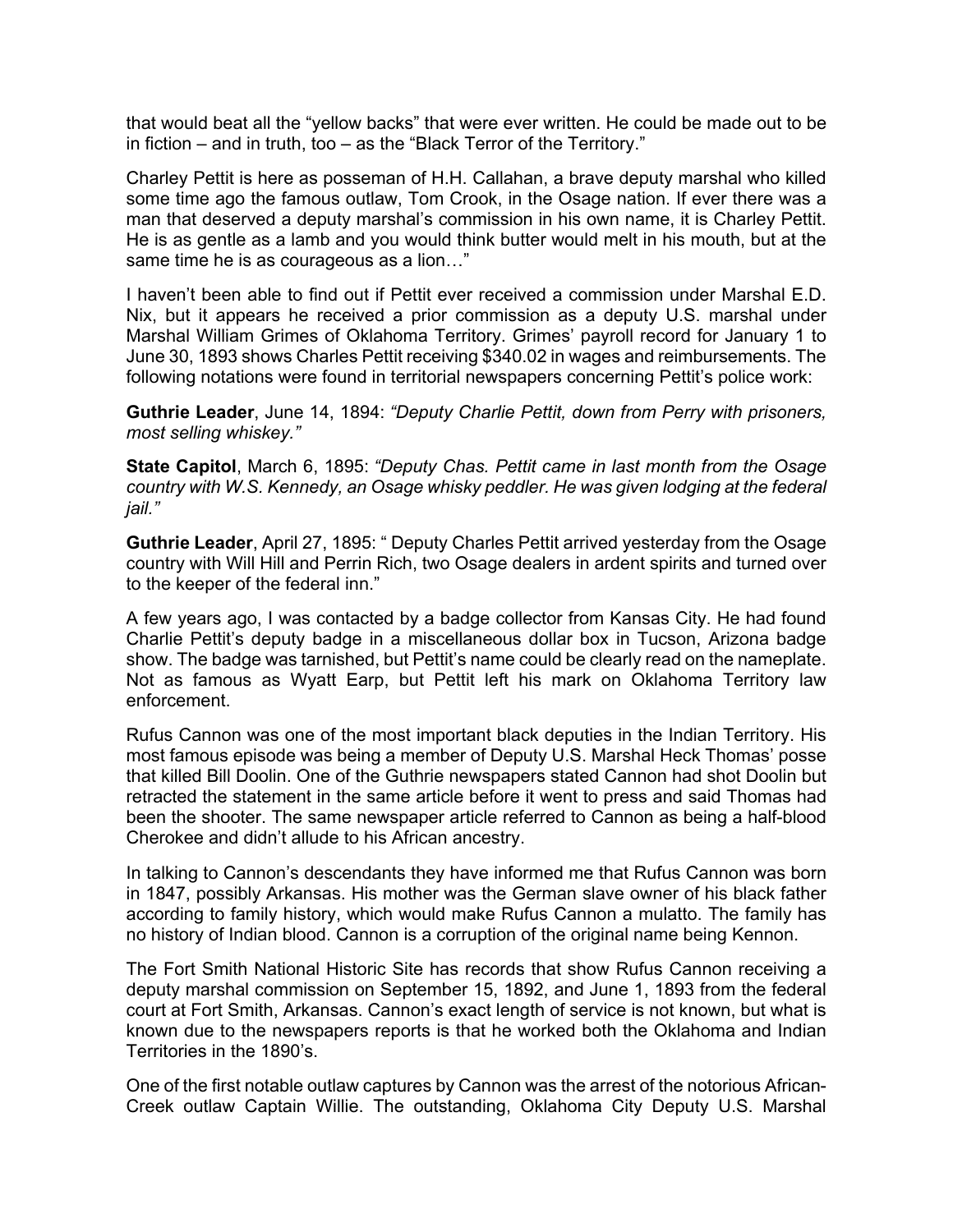that would beat all the “yellow backs” that were ever written. He could be made out to be in fiction – and in truth, too – as the “Black Terror of the Territory.”

Charley Pettit is here as posseman of H.H. Callahan, a brave deputy marshal who killed some time ago the famous outlaw, Tom Crook, in the Osage nation. If ever there was a man that deserved a deputy marshal’s commission in his own name, it is Charley Pettit. He is as gentle as a lamb and you would think butter would melt in his mouth, but at the same time he is as courageous as a lion…”

I haven’t been able to find out if Pettit ever received a commission under Marshal E.D. Nix, but it appears he received a prior commission as a deputy U.S. marshal under Marshal William Grimes of Oklahoma Territory. Grimes’ payroll record for January 1 to June 30, 1893 shows Charles Pettit receiving $340.02 in wages and reimbursements. The following notations were found in territorial newspapers concerning Pettit’s police work:

**Guthrie Leader**, June 14, 1894: *“Deputy Charlie Pettit, down from Perry with prisoners, most selling whiskey.”*

**State Capitol**, March 6, 1895: *“Deputy Chas. Pettit came in last month from the Osage country with W.S. Kennedy, an Osage whisky peddler. He was given lodging at the federal jail.”*

**Guthrie Leader**, April 27, 1895: “ Deputy Charles Pettit arrived yesterday from the Osage country with Will Hill and Perrin Rich, two Osage dealers in ardent spirits and turned over to the keeper of the federal inn.”

A few years ago, I was contacted by a badge collector from Kansas City. He had found Charlie Pettit’s deputy badge in a miscellaneous dollar box in Tucson, Arizona badge show. The badge was tarnished, but Pettit’s name could be clearly read on the nameplate. Not as famous as Wyatt Earp, but Pettit left his mark on Oklahoma Territory law enforcement.

Rufus Cannon was one of the most important black deputies in the Indian Territory. His most famous episode was being a member of Deputy U.S. Marshal Heck Thomas’ posse that killed Bill Doolin. One of the Guthrie newspapers stated Cannon had shot Doolin but retracted the statement in the same article before it went to press and said Thomas had been the shooter. The same newspaper article referred to Cannon as being a half-blood Cherokee and didn’t allude to his African ancestry.

In talking to Cannon’s descendants they have informed me that Rufus Cannon was born in 1847, possibly Arkansas. His mother was the German slave owner of his black father according to family history, which would make Rufus Cannon a mulatto. The family has no history of Indian blood. Cannon is a corruption of the original name being Kennon.

The Fort Smith National Historic Site has records that show Rufus Cannon receiving a deputy marshal commission on September 15, 1892, and June 1, 1893 from the federal court at Fort Smith, Arkansas. Cannon’s exact length of service is not known, but what is known due to the newspapers reports is that he worked both the Oklahoma and Indian Territories in the 1890’s.

One of the first notable outlaw captures by Cannon was the arrest of the notorious African-Creek outlaw Captain Willie. The outstanding, Oklahoma City Deputy U.S. Marshal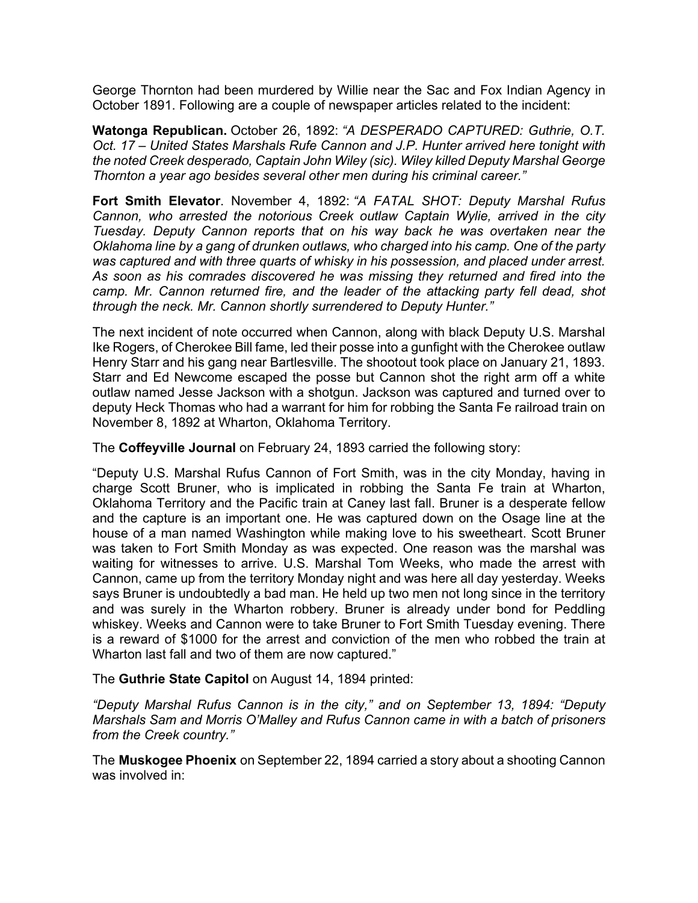George Thornton had been murdered by Willie near the Sac and Fox Indian Agency in October 1891. Following are a couple of newspaper articles related to the incident:

**Watonga Republican.** October 26, 1892: *"A DESPERADO CAPTURED: Guthrie, O.T. Oct. 17 – United States Marshals Rufe Cannon and J.P. Hunter arrived here tonight with the noted Creek desperado, Captain John Wiley (sic). Wiley killed Deputy Marshal George Thornton a year ago besides several other men during his criminal career."*

**Fort Smith Elevator**. November 4, 1892: *"A FATAL SHOT: Deputy Marshal Rufus Cannon, who arrested the notorious Creek outlaw Captain Wylie, arrived in the city Tuesday. Deputy Cannon reports that on his way back he was overtaken near the Oklahoma line by a gang of drunken outlaws, who charged into his camp. One of the party was captured and with three quarts of whisky in his possession, and placed under arrest. As soon as his comrades discovered he was missing they returned and fired into the camp. Mr. Cannon returned fire, and the leader of the attacking party fell dead, shot through the neck. Mr. Cannon shortly surrendered to Deputy Hunter."*

The next incident of note occurred when Cannon, along with black Deputy U.S. Marshal Ike Rogers, of Cherokee Bill fame, led their posse into a gunfight with the Cherokee outlaw Henry Starr and his gang near Bartlesville. The shootout took place on January 21, 1893. Starr and Ed Newcome escaped the posse but Cannon shot the right arm off a white outlaw named Jesse Jackson with a shotgun. Jackson was captured and turned over to deputy Heck Thomas who had a warrant for him for robbing the Santa Fe railroad train on November 8, 1892 at Wharton, Oklahoma Territory.

The **Coffeyville Journal** on February 24, 1893 carried the following story:

"Deputy U.S. Marshal Rufus Cannon of Fort Smith, was in the city Monday, having in charge Scott Bruner, who is implicated in robbing the Santa Fe train at Wharton, Oklahoma Territory and the Pacific train at Caney last fall. Bruner is a desperate fellow and the capture is an important one. He was captured down on the Osage line at the house of a man named Washington while making love to his sweetheart. Scott Bruner was taken to Fort Smith Monday as was expected. One reason was the marshal was waiting for witnesses to arrive. U.S. Marshal Tom Weeks, who made the arrest with Cannon, came up from the territory Monday night and was here all day yesterday. Weeks says Bruner is undoubtedly a bad man. He held up two men not long since in the territory and was surely in the Wharton robbery. Bruner is already under bond for Peddling whiskey. Weeks and Cannon were to take Bruner to Fort Smith Tuesday evening. There is a reward of $1000 for the arrest and conviction of the men who robbed the train at Wharton last fall and two of them are now captured."

The **Guthrie State Capitol** on August 14, 1894 printed:

*"Deputy Marshal Rufus Cannon is in the city," and on September 13, 1894: "Deputy Marshals Sam and Morris O'Malley and Rufus Cannon came in with a batch of prisoners from the Creek country."*

The **Muskogee Phoenix** on September 22, 1894 carried a story about a shooting Cannon was involved in: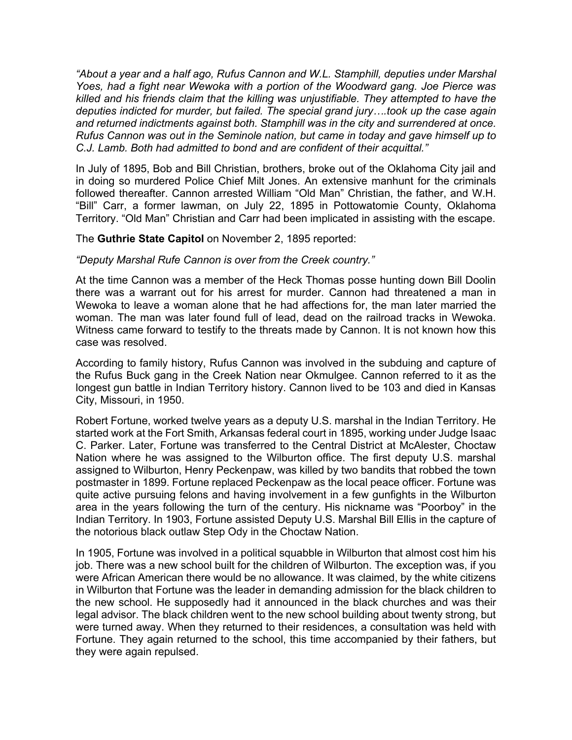*"About a year and a half ago, Rufus Cannon and W.L. Stamphill, deputies under Marshal Yoes, had a fight near Wewoka with a portion of the Woodward gang. Joe Pierce was killed and his friends claim that the killing was unjustifiable. They attempted to have the deputies indicted for murder, but failed. The special grand jury….took up the case again and returned indictments against both. Stamphill was in the city and surrendered at once. Rufus Cannon was out in the Seminole nation, but came in today and gave himself up to C.J. Lamb. Both had admitted to bond and are confident of their acquittal."*

In July of 1895, Bob and Bill Christian, brothers, broke out of the Oklahoma City jail and in doing so murdered Police Chief Milt Jones. An extensive manhunt for the criminals followed thereafter. Cannon arrested William "Old Man" Christian, the father, and W.H. "Bill" Carr, a former lawman, on July 22, 1895 in Pottowatomie County, Oklahoma Territory. "Old Man" Christian and Carr had been implicated in assisting with the escape.

The **Guthrie State Capitol** on November 2, 1895 reported:

*"Deputy Marshal Rufe Cannon is over from the Creek country."*

At the time Cannon was a member of the Heck Thomas posse hunting down Bill Doolin there was a warrant out for his arrest for murder. Cannon had threatened a man in Wewoka to leave a woman alone that he had affections for, the man later married the woman. The man was later found full of lead, dead on the railroad tracks in Wewoka. Witness came forward to testify to the threats made by Cannon. It is not known how this case was resolved.

According to family history, Rufus Cannon was involved in the subduing and capture of the Rufus Buck gang in the Creek Nation near Okmulgee. Cannon referred to it as the longest gun battle in Indian Territory history. Cannon lived to be 103 and died in Kansas City, Missouri, in 1950.

Robert Fortune, worked twelve years as a deputy U.S. marshal in the Indian Territory. He started work at the Fort Smith, Arkansas federal court in 1895, working under Judge Isaac C. Parker. Later, Fortune was transferred to the Central District at McAlester, Choctaw Nation where he was assigned to the Wilburton office. The first deputy U.S. marshal assigned to Wilburton, Henry Peckenpaw, was killed by two bandits that robbed the town postmaster in 1899. Fortune replaced Peckenpaw as the local peace officer. Fortune was quite active pursuing felons and having involvement in a few gunfights in the Wilburton area in the years following the turn of the century. His nickname was "Poorboy" in the Indian Territory. In 1903, Fortune assisted Deputy U.S. Marshal Bill Ellis in the capture of the notorious black outlaw Step Ody in the Choctaw Nation.

In 1905, Fortune was involved in a political squabble in Wilburton that almost cost him his job. There was a new school built for the children of Wilburton. The exception was, if you were African American there would be no allowance. It was claimed, by the white citizens in Wilburton that Fortune was the leader in demanding admission for the black children to the new school. He supposedly had it announced in the black churches and was their legal advisor. The black children went to the new school building about twenty strong, but were turned away. When they returned to their residences, a consultation was held with Fortune. They again returned to the school, this time accompanied by their fathers, but they were again repulsed.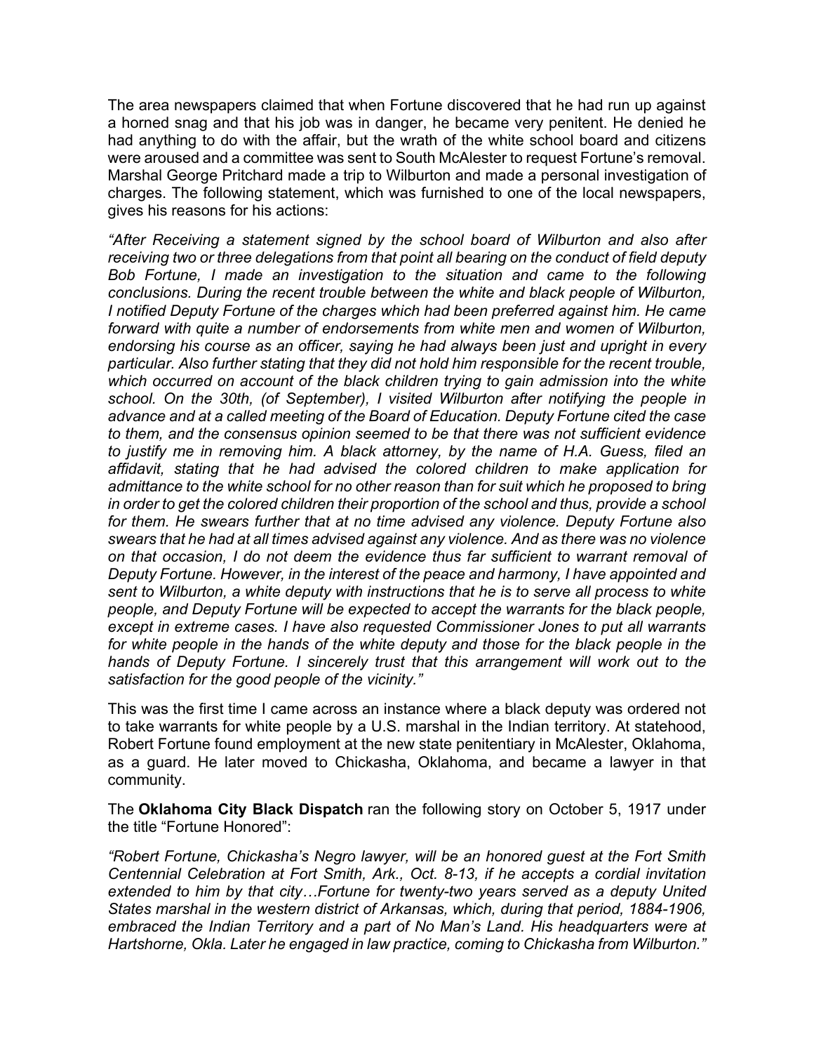The area newspapers claimed that when Fortune discovered that he had run up against a horned snag and that his job was in danger, he became very penitent. He denied he had anything to do with the affair, but the wrath of the white school board and citizens were aroused and a committee was sent to South McAlester to request Fortune's removal. Marshal George Pritchard made a trip to Wilburton and made a personal investigation of charges. The following statement, which was furnished to one of the local newspapers, gives his reasons for his actions:

*"After Receiving a statement signed by the school board of Wilburton and also after receiving two or three delegations from that point all bearing on the conduct of field deputy Bob Fortune, I made an investigation to the situation and came to the following conclusions. During the recent trouble between the white and black people of Wilburton, I notified Deputy Fortune of the charges which had been preferred against him. He came forward with quite a number of endorsements from white men and women of Wilburton, endorsing his course as an officer, saying he had always been just and upright in every particular. Also further stating that they did not hold him responsible for the recent trouble, which occurred on account of the black children trying to gain admission into the white school. On the 30th, (of September), I visited Wilburton after notifying the people in advance and at a called meeting of the Board of Education. Deputy Fortune cited the case to them, and the consensus opinion seemed to be that there was not sufficient evidence to justify me in removing him. A black attorney, by the name of H.A. Guess, filed an affidavit, stating that he had advised the colored children to make application for admittance to the white school for no other reason than for suit which he proposed to bring in order to get the colored children their proportion of the school and thus, provide a school for them. He swears further that at no time advised any violence. Deputy Fortune also swears that he had at all times advised against any violence. And as there was no violence on that occasion, I do not deem the evidence thus far sufficient to warrant removal of Deputy Fortune. However, in the interest of the peace and harmony, I have appointed and sent to Wilburton, a white deputy with instructions that he is to serve all process to white people, and Deputy Fortune will be expected to accept the warrants for the black people, except in extreme cases. I have also requested Commissioner Jones to put all warrants for white people in the hands of the white deputy and those for the black people in the hands of Deputy Fortune. I sincerely trust that this arrangement will work out to the satisfaction for the good people of the vicinity."*

This was the first time I came across an instance where a black deputy was ordered not to take warrants for white people by a U.S. marshal in the Indian territory. At statehood, Robert Fortune found employment at the new state penitentiary in McAlester, Oklahoma, as a guard. He later moved to Chickasha, Oklahoma, and became a lawyer in that community.

The **Oklahoma City Black Dispatch** ran the following story on October 5, 1917 under the title "Fortune Honored":

*"Robert Fortune, Chickasha's Negro lawyer, will be an honored guest at the Fort Smith Centennial Celebration at Fort Smith, Ark., Oct. 8-13, if he accepts a cordial invitation extended to him by that city…Fortune for twenty-two years served as a deputy United States marshal in the western district of Arkansas, which, during that period, 1884-1906, embraced the Indian Territory and a part of No Man's Land. His headquarters were at Hartshorne, Okla. Later he engaged in law practice, coming to Chickasha from Wilburton."*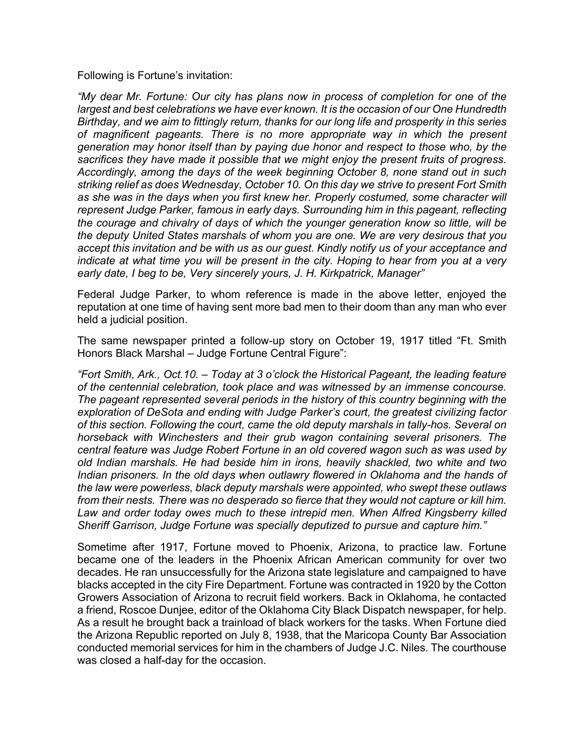Following is Fortune's invitation:

*"My dear Mr. Fortune: Our city has plans now in process of completion for one of the largest and best celebrations we have ever known. It is the occasion of our One Hundredth Birthday, and we aim to fittingly return, thanks for our long life and prosperity in this series of magnificent pageants. There is no more appropriate way in which the present generation may honor itself than by paying due honor and respect to those who, by the sacrifices they have made it possible that we might enjoy the present fruits of progress. Accordingly, among the days of the week beginning October 8, none stand out in such striking relief as does Wednesday, October 10. On this day we strive to present Fort Smith as she was in the days when you first knew her. Properly costumed, some character will represent Judge Parker, famous in early days. Surrounding him in this pageant, reflecting the courage and chivalry of days of which the younger generation know so little, will be the deputy United States marshals of whom you are one. We are very desirous that you accept this invitation and be with us as our guest. Kindly notify us of your acceptance and indicate at what time you will be present in the city. Hoping to hear from you at a very early date, I beg to be, Very sincerely yours, J. H. Kirkpatrick, Manager"*

Federal Judge Parker, to whom reference is made in the above letter, enjoyed the reputation at one time of having sent more bad men to their doom than any man who ever held a judicial position.

The same newspaper printed a follow-up story on October 19, 1917 titled "Ft. Smith Honors Black Marshal – Judge Fortune Central Figure":

*"Fort Smith, Ark., Oct.10. – Today at 3 o'clock the Historical Pageant, the leading feature of the centennial celebration, took place and was witnessed by an immense concourse. The pageant represented several periods in the history of this country beginning with the exploration of DeSota and ending with Judge Parker's court, the greatest civilizing factor of this section. Following the court, came the old deputy marshals in tally-hos. Several on horseback with Winchesters and their grub wagon containing several prisoners. The central feature was Judge Robert Fortune in an old covered wagon such as was used by old Indian marshals. He had beside him in irons, heavily shackled, two white and two Indian prisoners. In the old days when outlawry flowered in Oklahoma and the hands of the law were powerless, black deputy marshals were appointed, who swept these outlaws from their nests. There was no desperado so fierce that they would not capture or kill him. Law and order today owes much to these intrepid men. When Alfred Kingsberry killed Sheriff Garrison, Judge Fortune was specially deputized to pursue and capture him."*

Sometime after 1917, Fortune moved to Phoenix, Arizona, to practice law. Fortune became one of the leaders in the Phoenix African American community for over two decades. He ran unsuccessfully for the Arizona state legislature and campaigned to have blacks accepted in the city Fire Department. Fortune was contracted in 1920 by the Cotton Growers Association of Arizona to recruit field workers. Back in Oklahoma, he contacted a friend, Roscoe Dunjee, editor of the Oklahoma City Black Dispatch newspaper, for help. As a result he brought back a trainload of black workers for the tasks. When Fortune died the Arizona Republic reported on July 8, 1938, that the Maricopa County Bar Association conducted memorial services for him in the chambers of Judge J.C. Niles. The courthouse was closed a half-day for the occasion.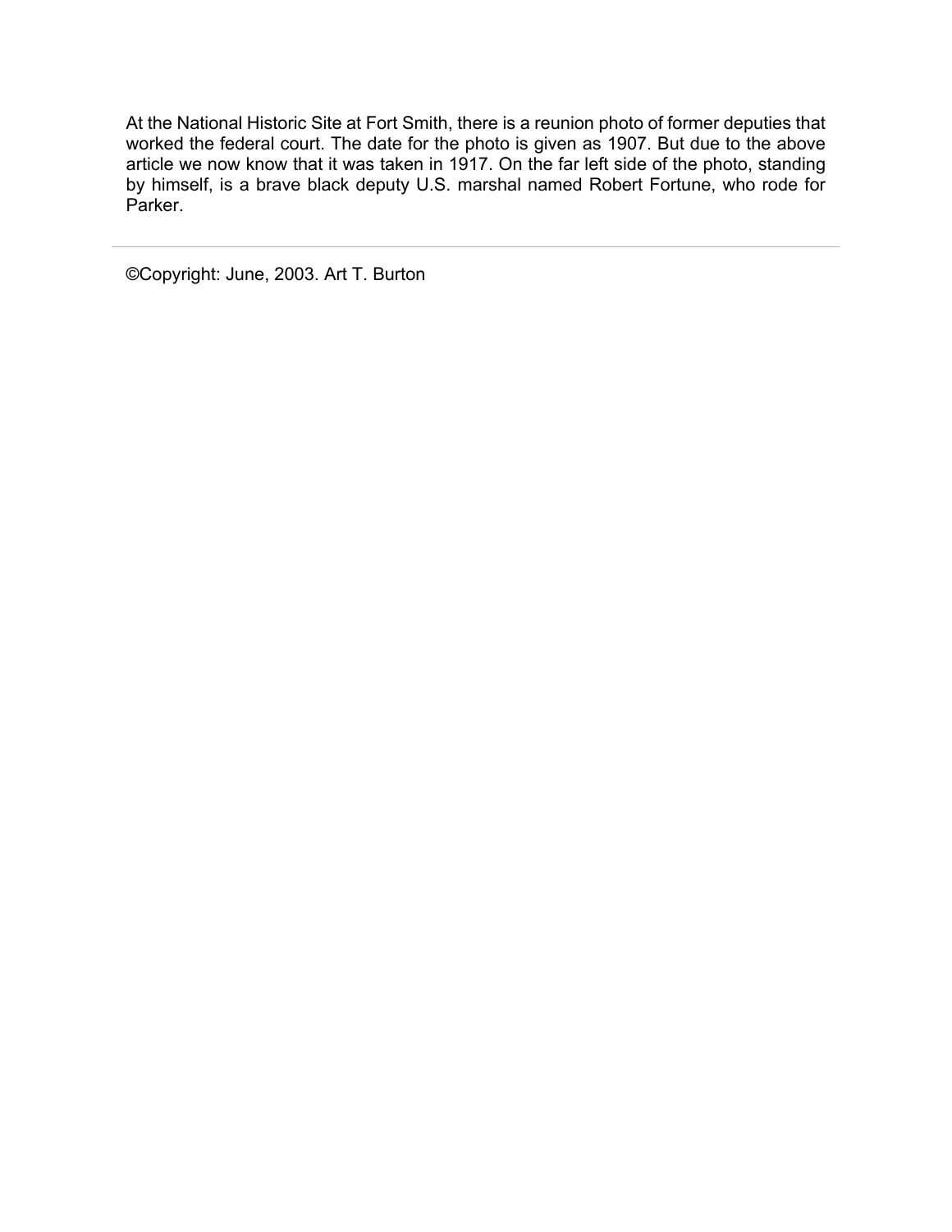At the National Historic Site at Fort Smith, there is a reunion photo of former deputies that worked the federal court. The date for the photo is given as 1907. But due to the above article we now know that it was taken in 1917. On the far left side of the photo, standing by himself, is a brave black deputy U.S. marshal named Robert Fortune, who rode for Parker.

---

©Copyright: June, 2003. Art T. Burton